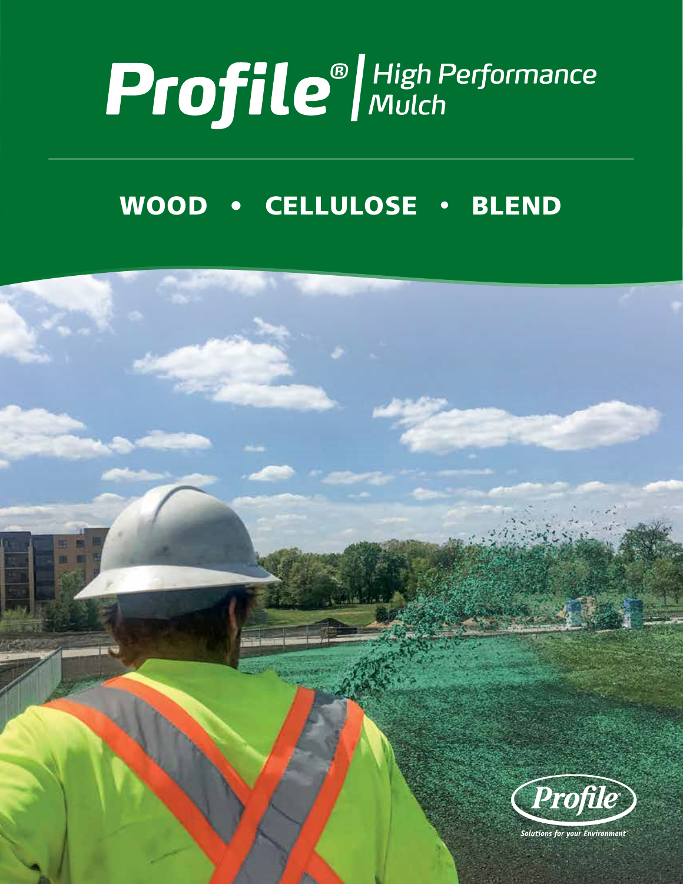# Profile® | High Performance Mulch

## WOOD • CELLULOSE • BLEND

Profile®

*Solutions for your Environment*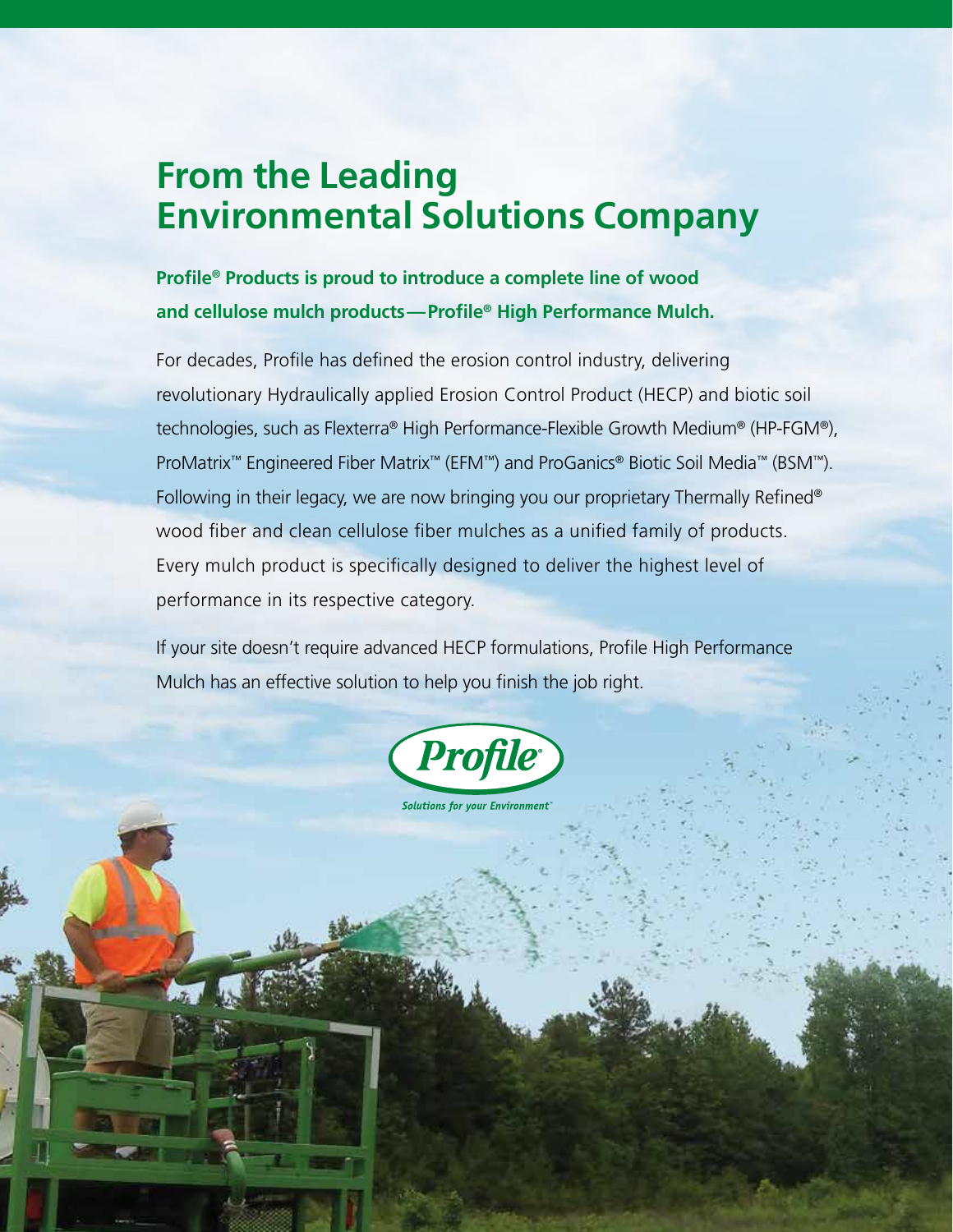# From the Leading Environmental Solutions Company

**Profile® Products is proud to introduce a complete line of wood and cellulose mulch products—Profile® High Performance Mulch.**

For decades, Profile has defined the erosion control industry, delivering revolutionary Hydraulically applied Erosion Control Product (HECP) and biotic soil technologies, such as Flexterra® High Performance-Flexible Growth Medium® (HP-FGM®), ProMatrix™ Engineered Fiber Matrix™ (EFM™) and ProGanics® Biotic Soil Media™ (BSM™). Following in their legacy, we are now bringing you our proprietary Thermally Refined® wood fiber and clean cellulose fiber mulches as a unified family of products. Every mulch product is specifically designed to deliver the highest level of performance in its respective category.

If your site doesn't require advanced HECP formulations, Profile High Performance Mulch has an effective solution to help you finish the job right.

Profile®

*Solutions for your Environment™*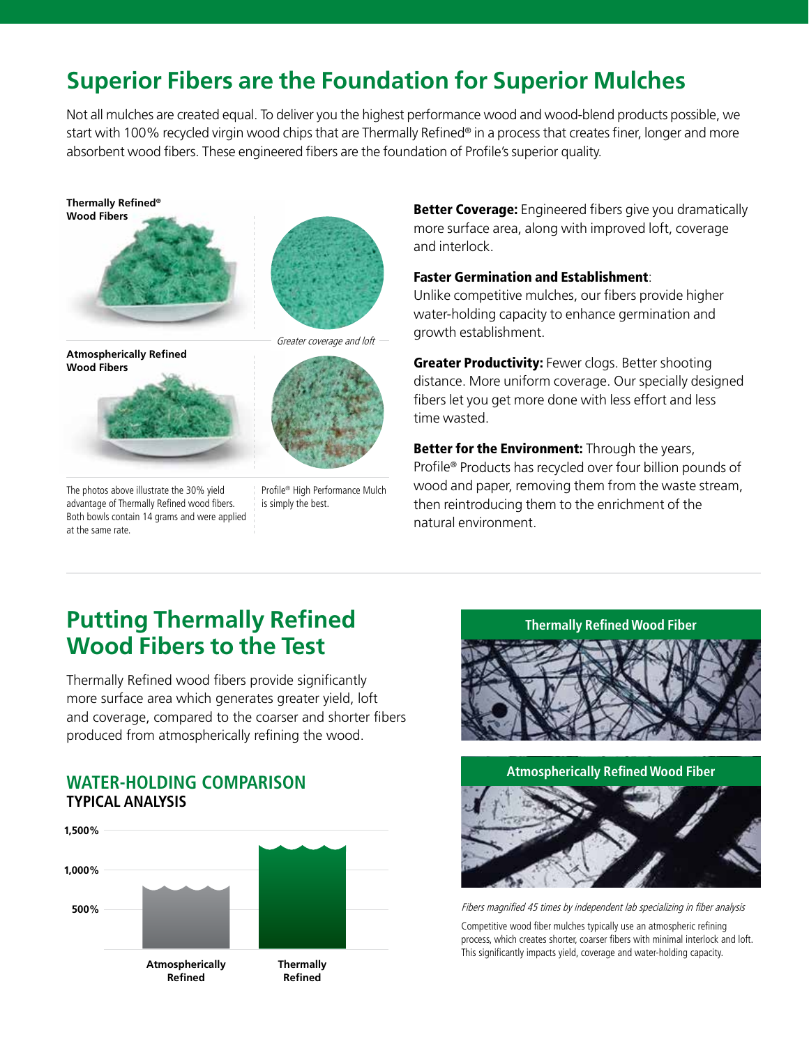# Superior Fibers are the Foundation for Superior Mulches

Not all mulches are created equal. To deliver you the highest performance wood and wood-blend products possible, we start with 100% recycled virgin wood chips that are Thermally Refined® in a process that creates finer, longer and more absorbent wood fibers. These engineered fibers are the foundation of Profile's superior quality.

**Thermally Refined® Wood Fibers**

*Greater coverage and loft*

**Atmospherically Refined Wood Fibers**

The photos above illustrate the 30% yield advantage of Thermally Refined wood fibers. Both bowls contain 14 grams and were applied at the same rate.

Profile® High Performance Mulch is simply the best.

**Better Coverage:** Engineered fibers give you dramatically more surface area, along with improved loft, coverage and interlock.

**Faster Germination and Establishment**: Unlike competitive mulches, our fibers provide higher water-holding capacity to enhance germination and growth establishment.

**Greater Productivity:** Fewer clogs. Better shooting distance. More uniform coverage. Our specially designed fibers let you get more done with less effort and less time wasted.

**Better for the Environment:** Through the years, Profile® Products has recycled over four billion pounds of wood and paper, removing them from the waste stream, then reintroducing them to the enrichment of the natural environment.

# Putting Thermally Refined Wood Fibers to the Test

Thermally Refined wood fibers provide significantly more surface area which generates greater yield, loft and coverage, compared to the coarser and shorter fibers produced from atmospherically refining the wood.

## WATER-HOLDING COMPARISON
### TYPICAL ANALYSIS

1,500%
1,000%
500%

Atmospherically Refined | Thermally Refined

**Thermally Refined Wood Fiber**

**Atmospherically Refined Wood Fiber**

*Fibers magnified 45 times by independent lab specializing in fiber analysis*

Competitive wood fiber mulches typically use an atmospheric refining process, which creates shorter, coarser fibers with minimal interlock and loft. This significantly impacts yield, coverage and water-holding capacity.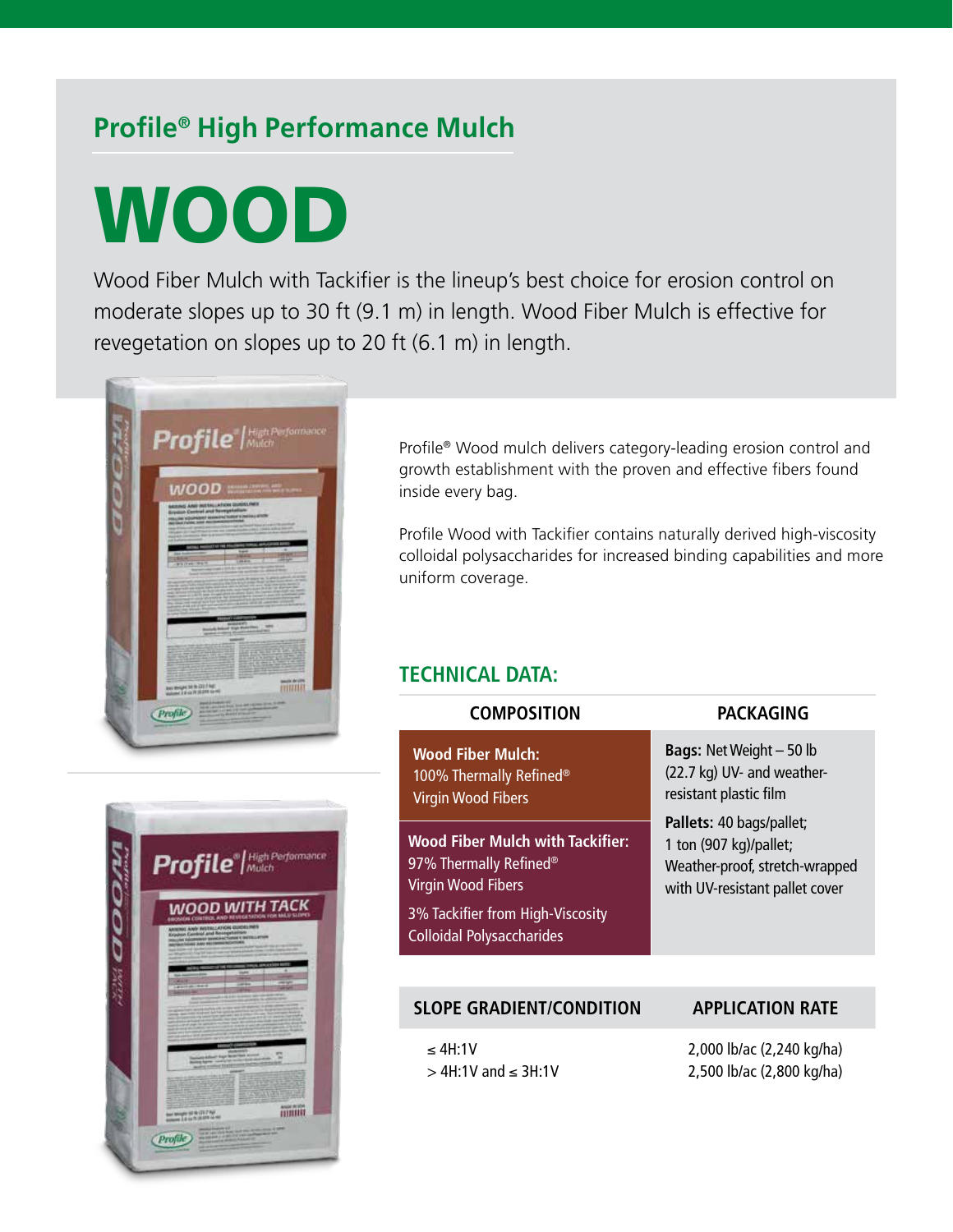## Profile® High Performance Mulch

# WOOD

Wood Fiber Mulch with Tackifier is the lineup's best choice for erosion control on moderate slopes up to 30 ft (9.1 m) in length. Wood Fiber Mulch is effective for revegetation on slopes up to 20 ft (6.1 m) in length.

Profile® Wood mulch delivers category-leading erosion control and growth establishment with the proven and effective fibers found inside every bag.

Profile Wood with Tackifier contains naturally derived high-viscosity colloidal polysaccharides for increased binding capabilities and more uniform coverage.

## TECHNICAL DATA:

| COMPOSITION | PACKAGING |
|---|---|
| **Wood Fiber Mulch:** 100% Thermally Refined® Virgin Wood Fibers | **Bags:** Net Weight – 50 lb (22.7 kg) UV- and weather-resistant plastic film |
| **Wood Fiber Mulch with Tackifier:** 97% Thermally Refined® Virgin Wood Fibers; 3% Tackifier from High-Viscosity Colloidal Polysaccharides | **Pallets:** 40 bags/pallet; 1 ton (907 kg)/pallet; Weather-proof, stretch-wrapped with UV-resistant pallet cover |

| SLOPE GRADIENT/CONDITION | APPLICATION RATE |
|---|---|
| ≤ 4H:1V | 2,000 lb/ac (2,240 kg/ha) |
| > 4H:1V and ≤ 3H:1V | 2,500 lb/ac (2,800 kg/ha) |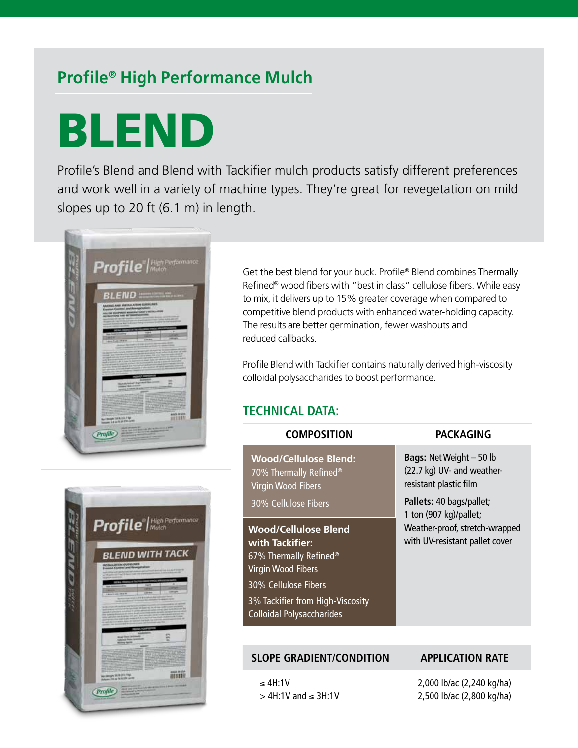## Profile® High Performance Mulch

# BLEND

Profile's Blend and Blend with Tackifier mulch products satisfy different preferences and work well in a variety of machine types. They're great for revegetation on mild slopes up to 20 ft (6.1 m) in length.

Get the best blend for your buck. Profile® Blend combines Thermally Refined® wood fibers with "best in class" cellulose fibers. While easy to mix, it delivers up to 15% greater coverage when compared to competitive blend products with enhanced water-holding capacity. The results are better germination, fewer washouts and reduced callbacks.

Profile Blend with Tackifier contains naturally derived high-viscosity colloidal polysaccharides to boost performance.

### TECHNICAL DATA:

| COMPOSITION | PACKAGING |
|---|---|
| **Wood/Cellulose Blend:**<br>70% Thermally Refined® Virgin Wood Fibers<br>30% Cellulose Fibers | **Bags:** Net Weight – 50 lb (22.7 kg) UV- and weather-resistant plastic film<br>**Pallets:** 40 bags/pallet; 1 ton (907 kg)/pallet; Weather-proof, stretch-wrapped with UV-resistant pallet cover |
| **Wood/Cellulose Blend with Tackifier:**<br>67% Thermally Refined® Virgin Wood Fibers<br>30% Cellulose Fibers<br>3% Tackifier from High-Viscosity Colloidal Polysaccharides | |

| SLOPE GRADIENT/CONDITION | APPLICATION RATE |
|---|---|
| ≤ 4H:1V | 2,000 lb/ac (2,240 kg/ha) |
| > 4H:1V and ≤ 3H:1V | 2,500 lb/ac (2,800 kg/ha) |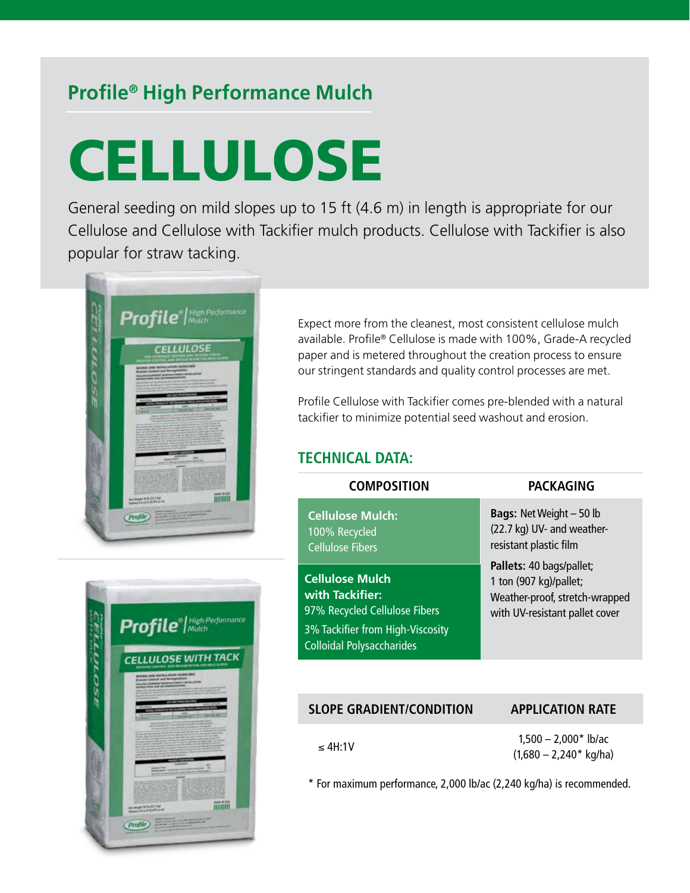## Profile® High Performance Mulch

# CELLULOSE

General seeding on mild slopes up to 15 ft (4.6 m) in length is appropriate for our Cellulose and Cellulose with Tackifier mulch products. Cellulose with Tackifier is also popular for straw tacking.

Expect more from the cleanest, most consistent cellulose mulch available. Profile® Cellulose is made with 100%, Grade-A recycled paper and is metered throughout the creation process to ensure our stringent standards and quality control processes are met.

Profile Cellulose with Tackifier comes pre-blended with a natural tackifier to minimize potential seed washout and erosion.

### TECHNICAL DATA:

| COMPOSITION | PACKAGING |
|---|---|
| **Cellulose Mulch:** 100% Recycled Cellulose Fibers | **Bags:** Net Weight – 50 lb (22.7 kg) UV- and weather-resistant plastic film |
| **Cellulose Mulch with Tackifier:** 97% Recycled Cellulose Fibers; 3% Tackifier from High-Viscosity Colloidal Polysaccharides | **Pallets:** 40 bags/pallet; 1 ton (907 kg)/pallet; Weather-proof, stretch-wrapped with UV-resistant pallet cover |

| SLOPE GRADIENT/CONDITION | APPLICATION RATE |
|---|---|
| ≤ 4H:1V | 1,500 – 2,000* lb/ac (1,680 – 2,240* kg/ha) |

* For maximum performance, 2,000 lb/ac (2,240 kg/ha) is recommended.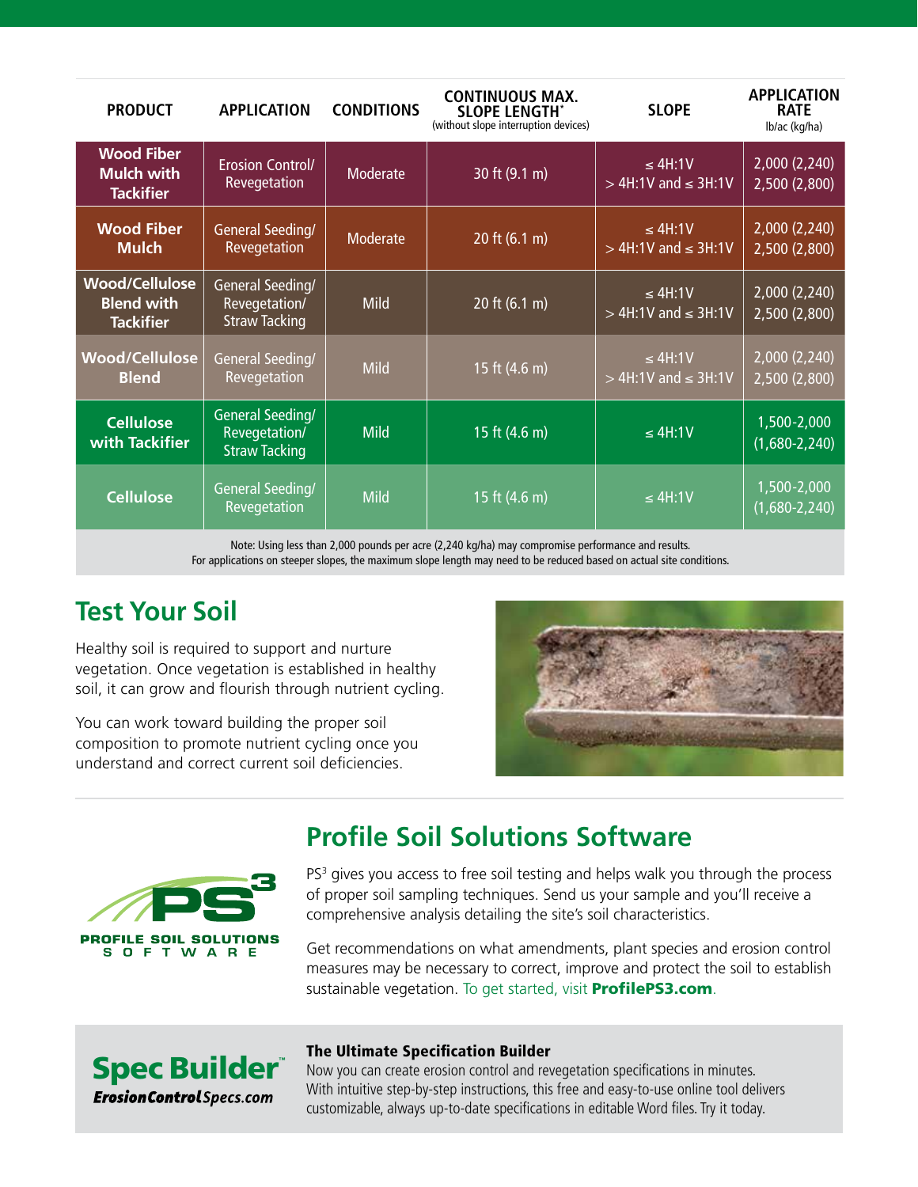| PRODUCT | APPLICATION | CONDITIONS | CONTINUOUS MAX. SLOPE LENGTH* (without slope interruption devices) | SLOPE | APPLICATION RATE lb/ac (kg/ha) |
|---|---|---|---|---|---|
| **Wood Fiber Mulch with Tackifier** | Erosion Control/ Revegetation | Moderate | 30 ft (9.1 m) | ≤ 4H:1V<br>> 4H:1V and ≤ 3H:1V | 2,000 (2,240)<br>2,500 (2,800) |
| **Wood Fiber Mulch** | General Seeding/ Revegetation | Moderate | 20 ft (6.1 m) | ≤ 4H:1V<br>> 4H:1V and ≤ 3H:1V | 2,000 (2,240)<br>2,500 (2,800) |
| **Wood/Cellulose Blend with Tackifier** | General Seeding/ Revegetation/ Straw Tacking | Mild | 20 ft (6.1 m) | ≤ 4H:1V<br>> 4H:1V and ≤ 3H:1V | 2,000 (2,240)<br>2,500 (2,800) |
| **Wood/Cellulose Blend** | General Seeding/ Revegetation | Mild | 15 ft (4.6 m) | ≤ 4H:1V<br>> 4H:1V and ≤ 3H:1V | 2,000 (2,240)<br>2,500 (2,800) |
| **Cellulose with Tackifier** | General Seeding/ Revegetation/ Straw Tacking | Mild | 15 ft (4.6 m) | ≤ 4H:1V | 1,500-2,000 (1,680-2,240) |
| **Cellulose** | General Seeding/ Revegetation | Mild | 15 ft (4.6 m) | ≤ 4H:1V | 1,500-2,000 (1,680-2,240) |

Note: Using less than 2,000 pounds per acre (2,240 kg/ha) may compromise performance and results.
For applications on steeper slopes, the maximum slope length may need to be reduced based on actual site conditions.

## Test Your Soil

Healthy soil is required to support and nurture vegetation. Once vegetation is established in healthy soil, it can grow and flourish through nutrient cycling.

You can work toward building the proper soil composition to promote nutrient cycling once you understand and correct current soil deficiencies.

## Profile Soil Solutions Software

PS³ gives you access to free soil testing and helps walk you through the process of proper soil sampling techniques. Send us your sample and you'll receive a comprehensive analysis detailing the site's soil characteristics.

Get recommendations on what amendments, plant species and erosion control measures may be necessary to correct, improve and protect the soil to establish sustainable vegetation. To get started, visit **ProfilePS3.com**.

**Spec Builder™**
***ErosionControlSpecs.com***

### The Ultimate Specification Builder

Now you can create erosion control and revegetation specifications in minutes. With intuitive step-by-step instructions, this free and easy-to-use online tool delivers customizable, always up-to-date specifications in editable Word files. Try it today.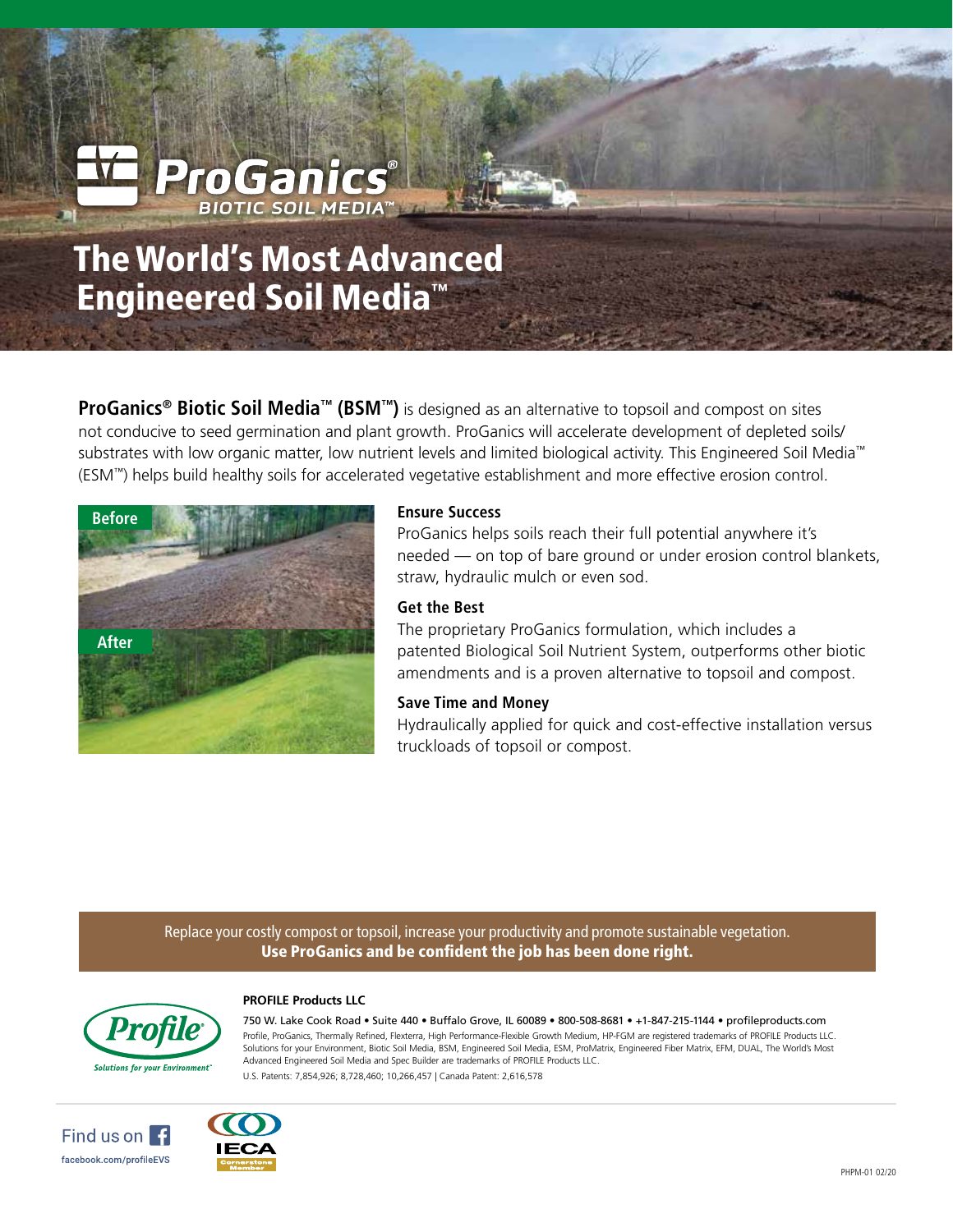# ProGanics®

BIOTIC SOIL MEDIA™

## The World's Most Advanced Engineered Soil Media™

**ProGanics® Biotic Soil Media™ (BSM™)** is designed as an alternative to topsoil and compost on sites not conducive to seed germination and plant growth. ProGanics will accelerate development of depleted soils/substrates with low organic matter, low nutrient levels and limited biological activity. This Engineered Soil Media™ (ESM™) helps build healthy soils for accelerated vegetative establishment and more effective erosion control.

Before

After

### Ensure Success

ProGanics helps soils reach their full potential anywhere it's needed — on top of bare ground or under erosion control blankets, straw, hydraulic mulch or even sod.

### Get the Best

The proprietary ProGanics formulation, which includes a patented Biological Soil Nutrient System, outperforms other biotic amendments and is a proven alternative to topsoil and compost.

### Save Time and Money

Hydraulically applied for quick and cost-effective installation versus truckloads of topsoil or compost.

Replace your costly compost or topsoil, increase your productivity and promote sustainable vegetation.
**Use ProGanics and be confident the job has been done right.**

Profile® Solutions for your Environment™

**PROFILE Products LLC**

750 W. Lake Cook Road • Suite 440 • Buffalo Grove, IL 60089 • 800-508-8681 • +1-847-215-1144 • profileproducts.com

Profile, ProGanics, Thermally Refined, Flexterra, High Performance-Flexible Growth Medium, HP-FGM are registered trademarks of PROFILE Products LLC. Solutions for your Environment, Biotic Soil Media, BSM, Engineered Soil Media, ESM, ProMatrix, Engineered Fiber Matrix, EFM, DUAL, The World's Most Advanced Engineered Soil Media and Spec Builder are trademarks of PROFILE Products LLC.

U.S. Patents: 7,854,926; 8,728,460; 10,266,457 | Canada Patent: 2,616,578

Find us on facebook.com/profileEVS

IECA Cornerstone Member

PHPM-01 02/20